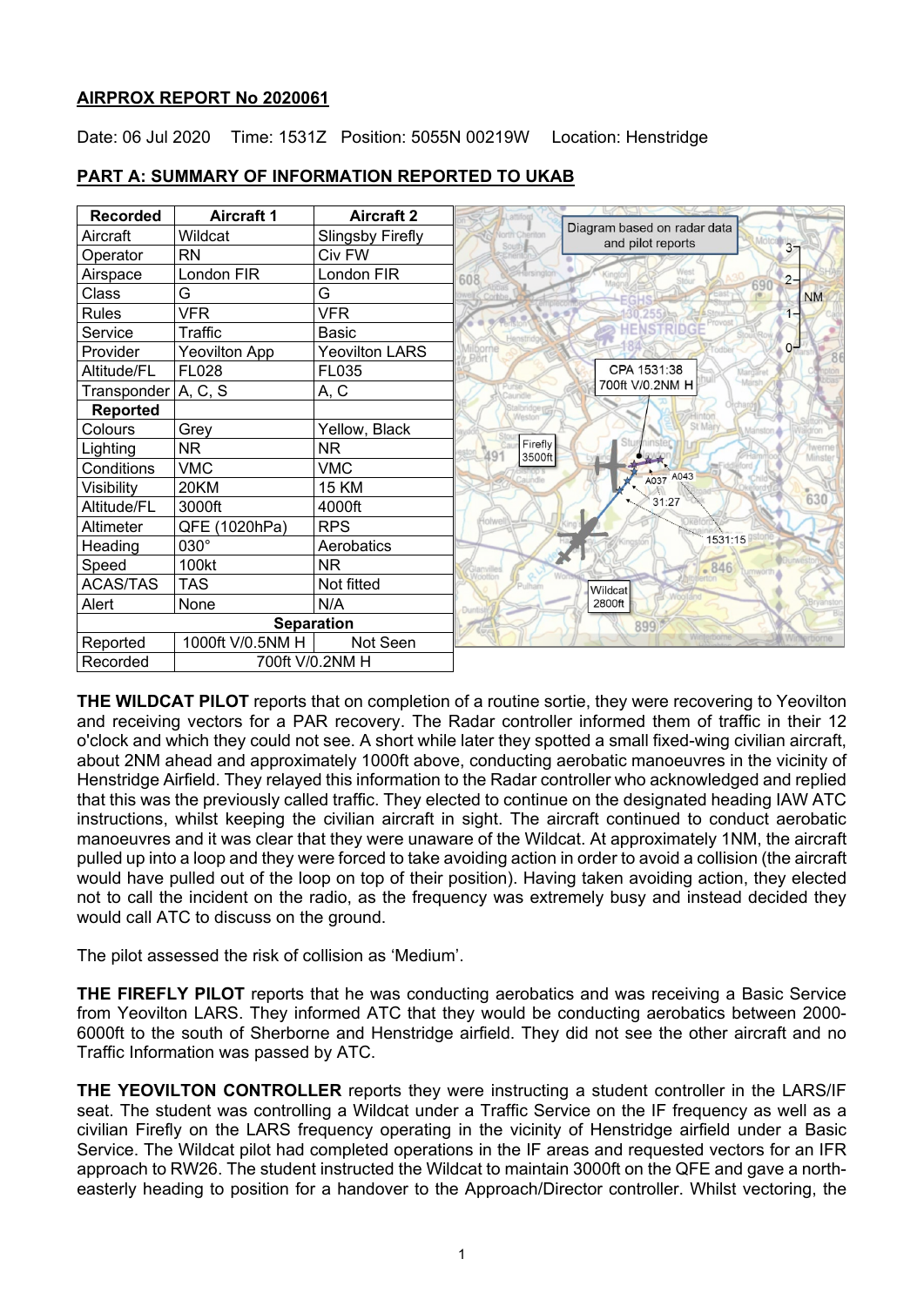## AIRPROX REPORT No 2020061

Date: 06 Jul 2020 Time: 1531Z Position: 5055N 00219W Location: Henstridge

### PART A: SUMMARY OF INFORMATION REPORTED TO UKAB

| Recorded | Aircraft 1 | Aircraft 2 |
|---|---|---|
| Aircraft | Wildcat | Slingsby Firefly |
| Operator | RN | Civ FW |
| Airspace | London FIR | London FIR |
| Class | G | G |
| Rules | VFR | VFR |
| Service | Traffic | Basic |
| Provider | Yeovilton App | Yeovilton LARS |
| Altitude/FL | FL028 | FL035 |
| Transponder | A, C, S | A, C |
| **Reported** | | |
| Colours | Grey | Yellow, Black |
| Lighting | NR | NR |
| Conditions | VMC | VMC |
| Visibility | 20KM | 15 KM |
| Altitude/FL | 3000ft | 4000ft |
| Altimeter | QFE (1020hPa) | RPS |
| Heading | 030° | Aerobatics |
| Speed | 100kt | NR |
| ACAS/TAS | TAS | Not fitted |
| Alert | None | N/A |
| **Separation** | | |
| Reported | 1000ft V/0.5NM H | Not Seen |
| Recorded | 700ft V/0.2NM H | |

Diagram based on radar data and pilot reports

**THE WILDCAT PILOT** reports that on completion of a routine sortie, they were recovering to Yeovilton and receiving vectors for a PAR recovery. The Radar controller informed them of traffic in their 12 o'clock and which they could not see. A short while later they spotted a small fixed-wing civilian aircraft, about 2NM ahead and approximately 1000ft above, conducting aerobatic manoeuvres in the vicinity of Henstridge Airfield. They relayed this information to the Radar controller who acknowledged and replied that this was the previously called traffic. They elected to continue on the designated heading IAW ATC instructions, whilst keeping the civilian aircraft in sight. The aircraft continued to conduct aerobatic manoeuvres and it was clear that they were unaware of the Wildcat. At approximately 1NM, the aircraft pulled up into a loop and they were forced to take avoiding action in order to avoid a collision (the aircraft would have pulled out of the loop on top of their position). Having taken avoiding action, they elected not to call the incident on the radio, as the frequency was extremely busy and instead decided they would call ATC to discuss on the ground.

The pilot assessed the risk of collision as 'Medium'.

**THE FIREFLY PILOT** reports that he was conducting aerobatics and was receiving a Basic Service from Yeovilton LARS. They informed ATC that they would be conducting aerobatics between 2000-6000ft to the south of Sherborne and Henstridge airfield. They did not see the other aircraft and no Traffic Information was passed by ATC.

**THE YEOVILTON CONTROLLER** reports they were instructing a student controller in the LARS/IF seat. The student was controlling a Wildcat under a Traffic Service on the IF frequency as well as a civilian Firefly on the LARS frequency operating in the vicinity of Henstridge airfield under a Basic Service. The Wildcat pilot had completed operations in the IF areas and requested vectors for an IFR approach to RW26. The student instructed the Wildcat to maintain 3000ft on the QFE and gave a north-easterly heading to position for a handover to the Approach/Director controller. Whilst vectoring, the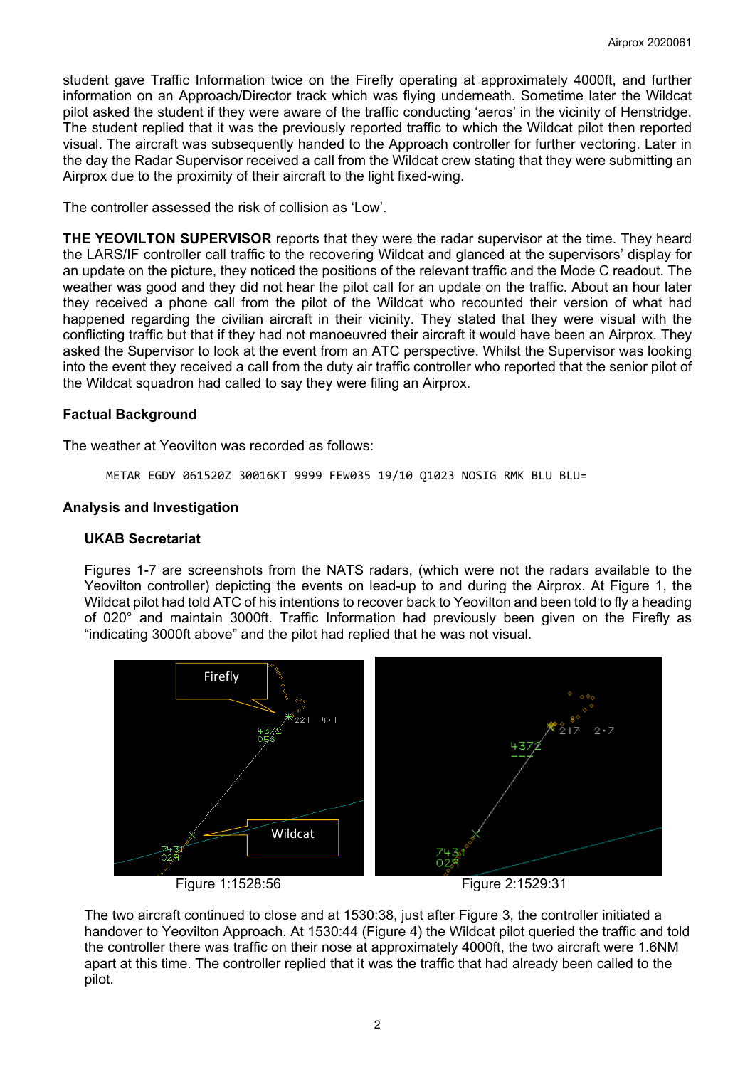student gave Traffic Information twice on the Firefly operating at approximately 4000ft, and further information on an Approach/Director track which was flying underneath. Sometime later the Wildcat pilot asked the student if they were aware of the traffic conducting 'aeros' in the vicinity of Henstridge. The student replied that it was the previously reported traffic to which the Wildcat pilot then reported visual. The aircraft was subsequently handed to the Approach controller for further vectoring. Later in the day the Radar Supervisor received a call from the Wildcat crew stating that they were submitting an Airprox due to the proximity of their aircraft to the light fixed-wing.

The controller assessed the risk of collision as 'Low'.

**THE YEOVILTON SUPERVISOR** reports that they were the radar supervisor at the time. They heard the LARS/IF controller call traffic to the recovering Wildcat and glanced at the supervisors' display for an update on the picture, they noticed the positions of the relevant traffic and the Mode C readout. The weather was good and they did not hear the pilot call for an update on the traffic. About an hour later they received a phone call from the pilot of the Wildcat who recounted their version of what had happened regarding the civilian aircraft in their vicinity. They stated that they were visual with the conflicting traffic but that if they had not manoeuvred their aircraft it would have been an Airprox. They asked the Supervisor to look at the event from an ATC perspective. Whilst the Supervisor was looking into the event they received a call from the duty air traffic controller who reported that the senior pilot of the Wildcat squadron had called to say they were filing an Airprox.

### Factual Background

The weather at Yeovilton was recorded as follows:

```
METAR EGDY 061520Z 30016KT 9999 FEW035 19/10 Q1023 NOSIG RMK BLU BLU=
```

### Analysis and Investigation

#### UKAB Secretariat

Figures 1-7 are screenshots from the NATS radars, (which were not the radars available to the Yeovilton controller) depicting the events on lead-up to and during the Airprox. At Figure 1, the Wildcat pilot had told ATC of his intentions to recover back to Yeovilton and been told to fly a heading of 020° and maintain 3000ft. Traffic Information had previously been given on the Firefly as "indicating 3000ft above" and the pilot had replied that he was not visual.

Figure 1:1528:56

Figure 2:1529:31

The two aircraft continued to close and at 1530:38, just after Figure 3, the controller initiated a handover to Yeovilton Approach. At 1530:44 (Figure 4) the Wildcat pilot queried the traffic and told the controller there was traffic on their nose at approximately 4000ft, the two aircraft were 1.6NM apart at this time. The controller replied that it was the traffic that had already been called to the pilot.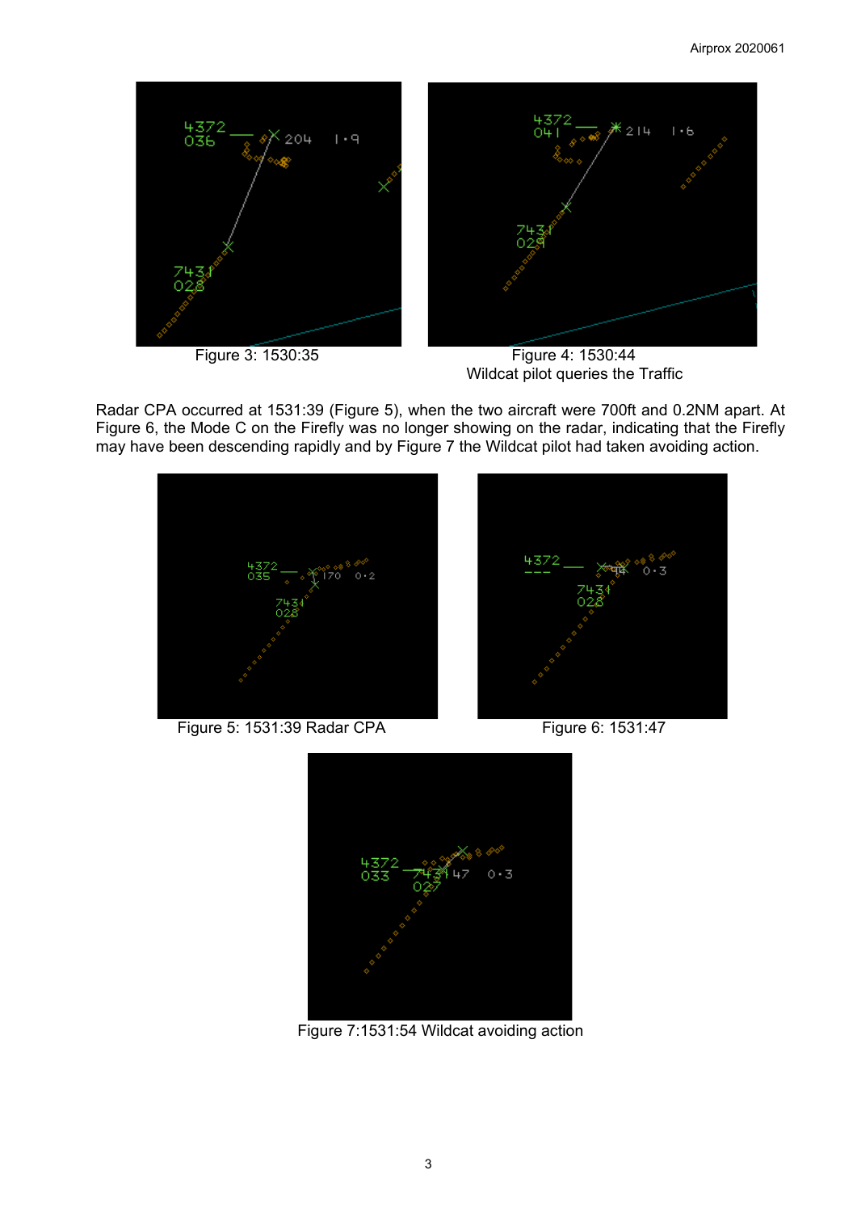Figure 3: 1530:35

Figure 4: 1530:44
Wildcat pilot queries the Traffic

Radar CPA occurred at 1531:39 (Figure 5), when the two aircraft were 700ft and 0.2NM apart. At Figure 6, the Mode C on the Firefly was no longer showing on the radar, indicating that the Firefly may have been descending rapidly and by Figure 7 the Wildcat pilot had taken avoiding action.

Figure 5: 1531:39 Radar CPA

Figure 6: 1531:47

Figure 7:1531:54 Wildcat avoiding action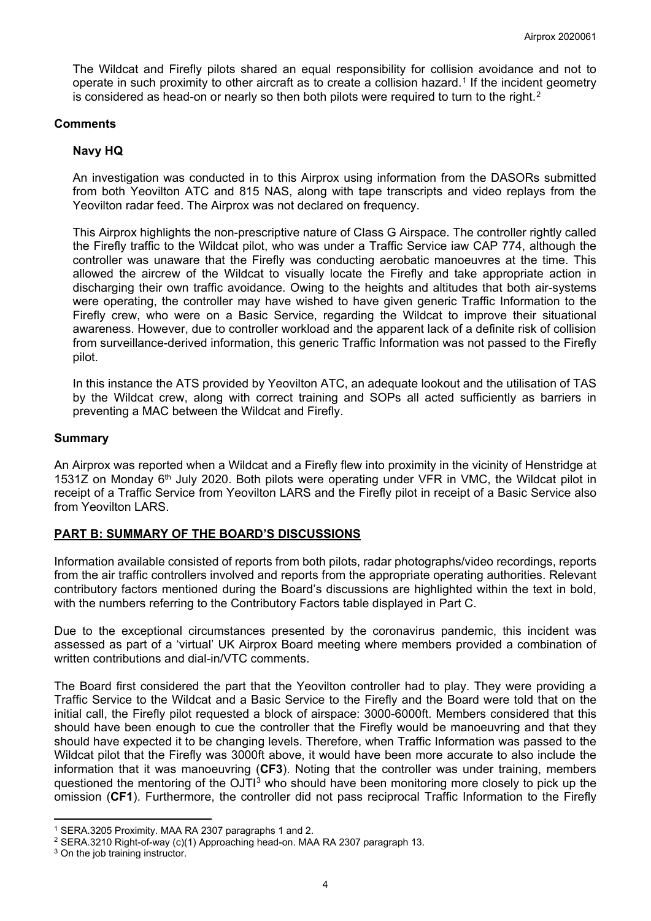The Wildcat and Firefly pilots shared an equal responsibility for collision avoidance and not to operate in such proximity to other aircraft as to create a collision hazard.[1] If the incident geometry is considered as head-on or nearly so then both pilots were required to turn to the right.[2]

### Comments

#### Navy HQ

An investigation was conducted in to this Airprox using information from the DASORs submitted from both Yeovilton ATC and 815 NAS, along with tape transcripts and video replays from the Yeovilton radar feed. The Airprox was not declared on frequency.

This Airprox highlights the non-prescriptive nature of Class G Airspace. The controller rightly called the Firefly traffic to the Wildcat pilot, who was under a Traffic Service iaw CAP 774, although the controller was unaware that the Firefly was conducting aerobatic manoeuvres at the time. This allowed the aircrew of the Wildcat to visually locate the Firefly and take appropriate action in discharging their own traffic avoidance. Owing to the heights and altitudes that both air-systems were operating, the controller may have wished to have given generic Traffic Information to the Firefly crew, who were on a Basic Service, regarding the Wildcat to improve their situational awareness. However, due to controller workload and the apparent lack of a definite risk of collision from surveillance-derived information, this generic Traffic Information was not passed to the Firefly pilot.

In this instance the ATS provided by Yeovilton ATC, an adequate lookout and the utilisation of TAS by the Wildcat crew, along with correct training and SOPs all acted sufficiently as barriers in preventing a MAC between the Wildcat and Firefly.

### Summary

An Airprox was reported when a Wildcat and a Firefly flew into proximity in the vicinity of Henstridge at 1531Z on Monday 6th July 2020. Both pilots were operating under VFR in VMC, the Wildcat pilot in receipt of a Traffic Service from Yeovilton LARS and the Firefly pilot in receipt of a Basic Service also from Yeovilton LARS.

## PART B: SUMMARY OF THE BOARD'S DISCUSSIONS

Information available consisted of reports from both pilots, radar photographs/video recordings, reports from the air traffic controllers involved and reports from the appropriate operating authorities. Relevant contributory factors mentioned during the Board's discussions are highlighted within the text in bold, with the numbers referring to the Contributory Factors table displayed in Part C.

Due to the exceptional circumstances presented by the coronavirus pandemic, this incident was assessed as part of a 'virtual' UK Airprox Board meeting where members provided a combination of written contributions and dial-in/VTC comments.

The Board first considered the part that the Yeovilton controller had to play. They were providing a Traffic Service to the Wildcat and a Basic Service to the Firefly and the Board were told that on the initial call, the Firefly pilot requested a block of airspace: 3000-6000ft. Members considered that this should have been enough to cue the controller that the Firefly would be manoeuvring and that they should have expected it to be changing levels. Therefore, when Traffic Information was passed to the Wildcat pilot that the Firefly was 3000ft above, it would have been more accurate to also include the information that it was manoeuvring (**CF3**). Noting that the controller was under training, members questioned the mentoring of the OJTI[3] who should have been monitoring more closely to pick up the omission (**CF1**). Furthermore, the controller did not pass reciprocal Traffic Information to the Firefly

---

[1] SERA.3205 Proximity. MAA RA 2307 paragraphs 1 and 2.

[2] SERA.3210 Right-of-way (c)(1) Approaching head-on. MAA RA 2307 paragraph 13.

[3] On the job training instructor.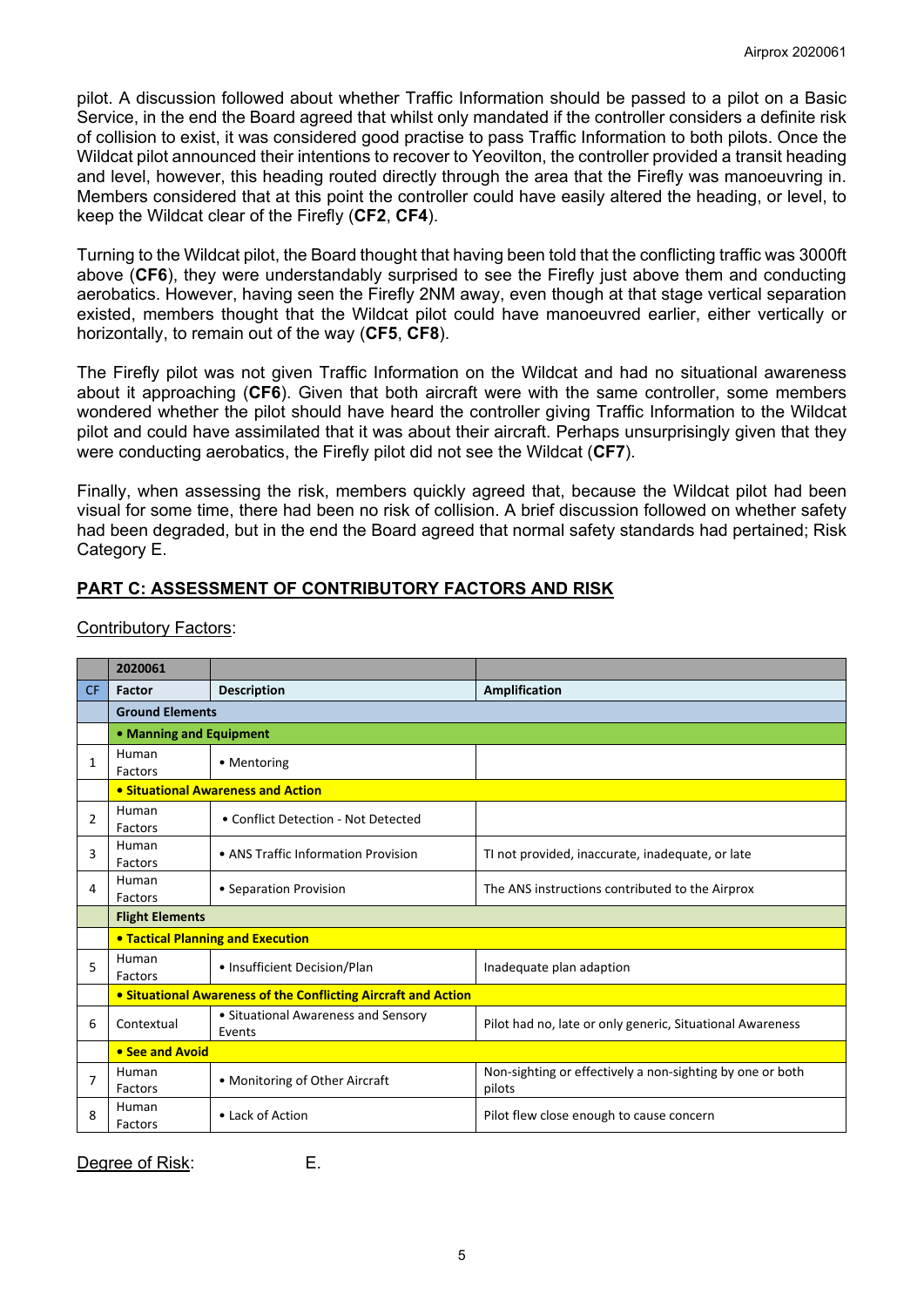pilot. A discussion followed about whether Traffic Information should be passed to a pilot on a Basic Service, in the end the Board agreed that whilst only mandated if the controller considers a definite risk of collision to exist, it was considered good practise to pass Traffic Information to both pilots. Once the Wildcat pilot announced their intentions to recover to Yeovilton, the controller provided a transit heading and level, however, this heading routed directly through the area that the Firefly was manoeuvring in. Members considered that at this point the controller could have easily altered the heading, or level, to keep the Wildcat clear of the Firefly (**CF2**, **CF4**).

Turning to the Wildcat pilot, the Board thought that having been told that the conflicting traffic was 3000ft above (**CF6**), they were understandably surprised to see the Firefly just above them and conducting aerobatics. However, having seen the Firefly 2NM away, even though at that stage vertical separation existed, members thought that the Wildcat pilot could have manoeuvred earlier, either vertically or horizontally, to remain out of the way (**CF5**, **CF8**).

The Firefly pilot was not given Traffic Information on the Wildcat and had no situational awareness about it approaching (**CF6**). Given that both aircraft were with the same controller, some members wondered whether the pilot should have heard the controller giving Traffic Information to the Wildcat pilot and could have assimilated that it was about their aircraft. Perhaps unsurprisingly given that they were conducting aerobatics, the Firefly pilot did not see the Wildcat (**CF7**).

Finally, when assessing the risk, members quickly agreed that, because the Wildcat pilot had been visual for some time, there had been no risk of collision. A brief discussion followed on whether safety had been degraded, but in the end the Board agreed that normal safety standards had pertained; Risk Category E.

## PART C: ASSESSMENT OF CONTRIBUTORY FACTORS AND RISK

Contributory Factors:

| | 2020061 | | |
|---|---|---|---|
| CF | Factor | Description | Amplification |
| | **Ground Elements** | | |
| | **• Manning and Equipment** | | |
| 1 | Human Factors | • Mentoring | |
| | **• Situational Awareness and Action** | | |
| 2 | Human Factors | • Conflict Detection - Not Detected | |
| 3 | Human Factors | • ANS Traffic Information Provision | TI not provided, inaccurate, inadequate, or late |
| 4 | Human Factors | • Separation Provision | The ANS instructions contributed to the Airprox |
| | **Flight Elements** | | |
| | **• Tactical Planning and Execution** | | |
| 5 | Human Factors | • Insufficient Decision/Plan | Inadequate plan adaption |
| | **• Situational Awareness of the Conflicting Aircraft and Action** | | |
| 6 | Contextual | • Situational Awareness and Sensory Events | Pilot had no, late or only generic, Situational Awareness |
| | **• See and Avoid** | | |
| 7 | Human Factors | • Monitoring of Other Aircraft | Non-sighting or effectively a non-sighting by one or both pilots |
| 8 | Human Factors | • Lack of Action | Pilot flew close enough to cause concern |

Degree of Risk: E.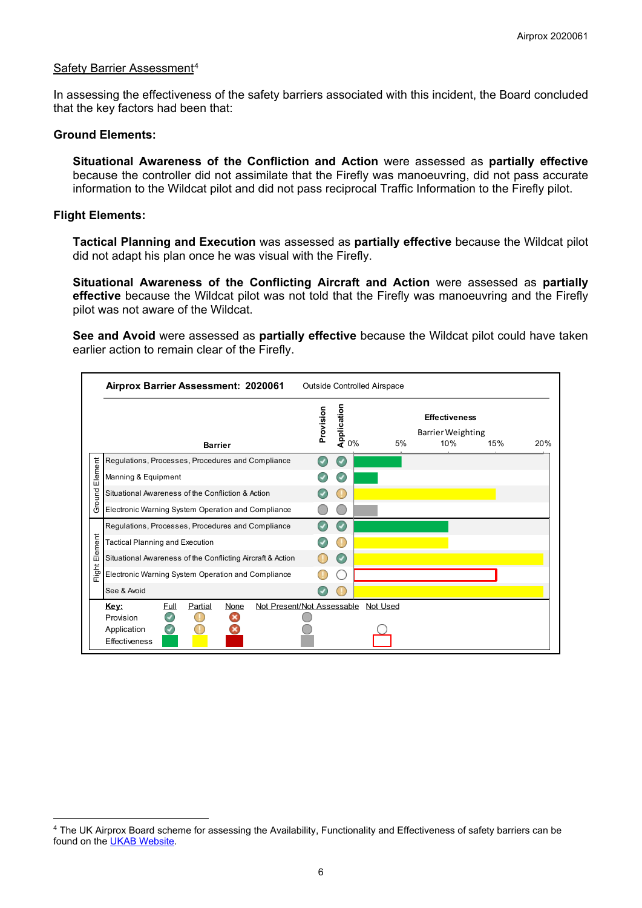## Safety Barrier Assessment[4]

In assessing the effectiveness of the safety barriers associated with this incident, the Board concluded that the key factors had been that:

**Ground Elements:**

**Situational Awareness of the Confliction and Action** were assessed as **partially effective** because the controller did not assimilate that the Firefly was manoeuvring, did not pass accurate information to the Wildcat pilot and did not pass reciprocal Traffic Information to the Firefly pilot.

**Flight Elements:**

**Tactical Planning and Execution** was assessed as **partially effective** because the Wildcat pilot did not adapt his plan once he was visual with the Firefly.

**Situational Awareness of the Conflicting Aircraft and Action** were assessed as **partially effective** because the Wildcat pilot was not told that the Firefly was manoeuvring and the Firefly pilot was not aware of the Wildcat.

**See and Avoid** were assessed as **partially effective** because the Wildcat pilot could have taken earlier action to remain clear of the Firefly.

**Airprox Barrier Assessment: 2020061** Outside Controlled Airspace

Effectiveness
Barrier Weighting
0% 5% 10% 15% 20%

| | Barrier | Provision | Application |
|---|---|---|---|
| Ground Element | Regulations, Processes, Procedures and Compliance | Full | Full |
| | Manning & Equipment | Full | Full |
| | Situational Awareness of the Confliction & Action | Full | Partial |
| | Electronic Warning System Operation and Compliance | Not Present/Not Assessable | Not Present/Not Assessable |
| Flight Element | Regulations, Processes, Procedures and Compliance | Full | Full |
| | Tactical Planning and Execution | Full | Partial |
| | Situational Awareness of the Conflicting Aircraft & Action | Partial | Full |
| | Electronic Warning System Operation and Compliance | Partial | Not Used |
| | See & Avoid | Full | Partial |

Key: Full, Partial, None, Not Present/Not Assessable, Not Used
Provision
Application
Effectiveness

[4] The UK Airprox Board scheme for assessing the Availability, Functionality and Effectiveness of safety barriers can be found on the UKAB Website.